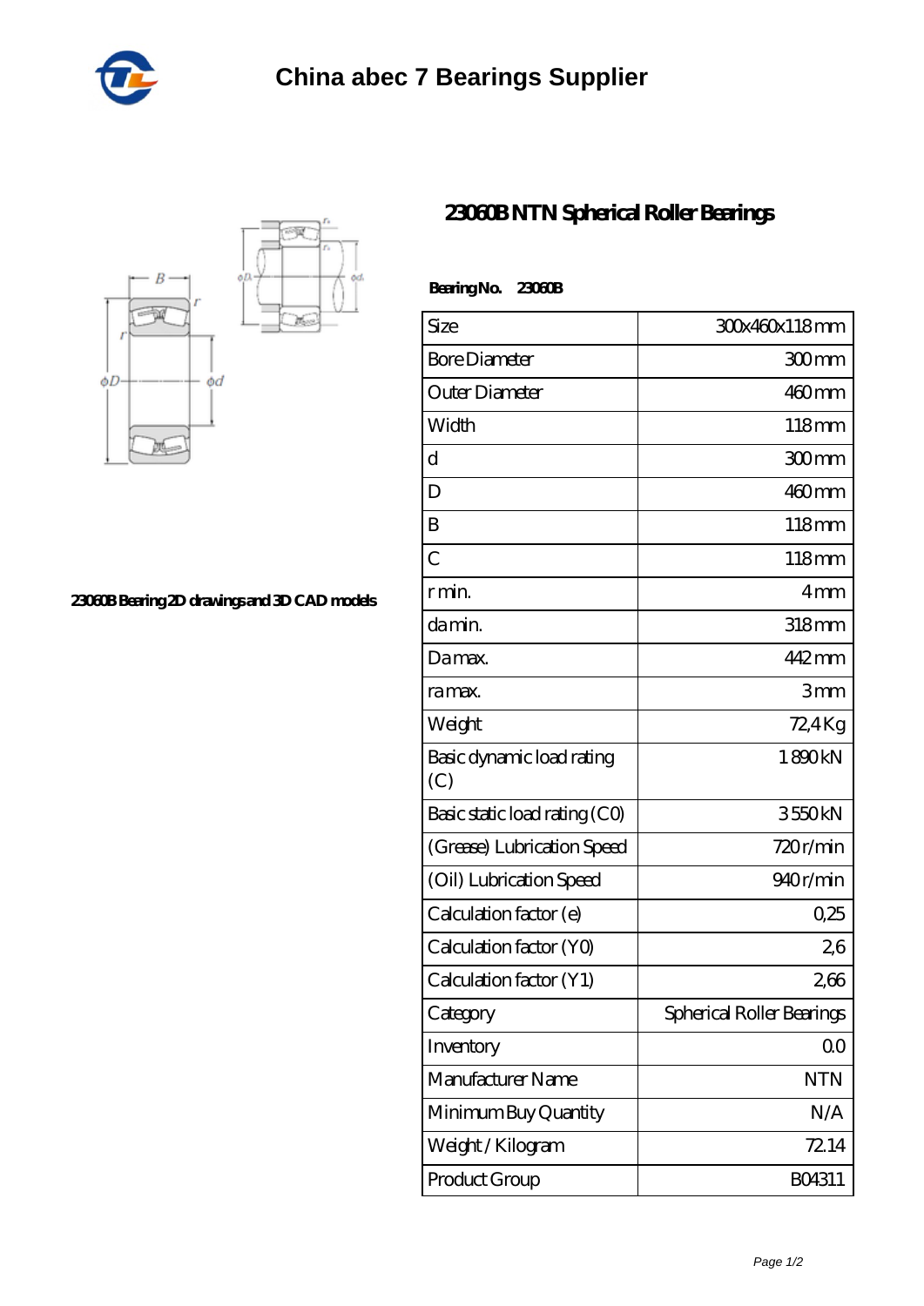# China abec 7 Bearings Supplier

## 23060B NTN Spherical Roller Bearings

23060B Bearing 2D drawings and 3D CAD models

**Bearing No. 23060B**

| Size | 300x460x118 mm |
|---|---|
| Bore Diameter | 300 mm |
| Outer Diameter | 460 mm |
| Width | 118 mm |
| d | 300 mm |
| D | 460 mm |
| B | 118 mm |
| C | 118 mm |
| r min. | 4 mm |
| da min. | 318 mm |
| Da max. | 442 mm |
| ra max. | 3 mm |
| Weight | 72,4 Kg |
| Basic dynamic load rating (C) | 1 890 kN |
| Basic static load rating (C0) | 3 550 kN |
| (Grease) Lubrication Speed | 720 r/min |
| (Oil) Lubrication Speed | 940 r/min |
| Calculation factor (e) | 0,25 |
| Calculation factor (Y0) | 2,6 |
| Calculation factor (Y1) | 2,66 |
| Category | Spherical Roller Bearings |
| Inventory | 0.0 |
| Manufacturer Name | NTN |
| Minimum Buy Quantity | N/A |
| Weight / Kilogram | 72.14 |
| Product Group | B04311 |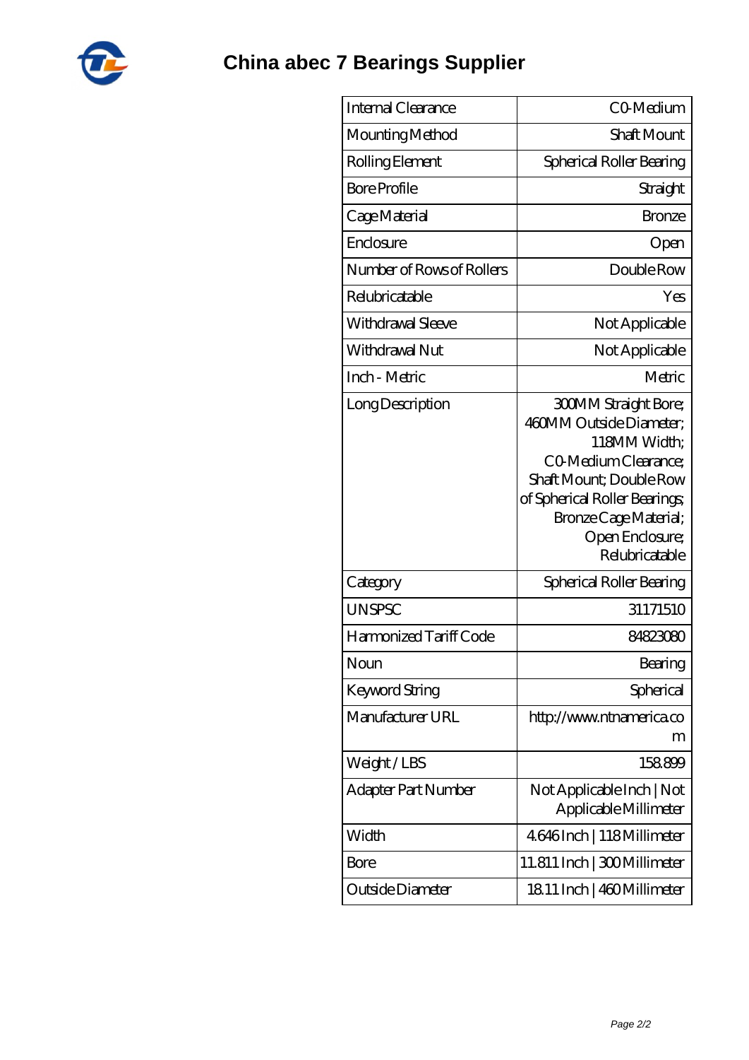# China abec 7 Bearings Supplier

| | |
|---|---|
| Internal Clearance | C0-Medium |
| Mounting Method | Shaft Mount |
| Rolling Element | Spherical Roller Bearing |
| Bore Profile | Straight |
| Cage Material | Bronze |
| Enclosure | Open |
| Number of Rows of Rollers | Double Row |
| Relubricatable | Yes |
| Withdrawal Sleeve | Not Applicable |
| Withdrawal Nut | Not Applicable |
| Inch - Metric | Metric |
| Long Description | 300MM Straight Bore; 460MM Outside Diameter; 118MM Width; C0-Medium Clearance; Shaft Mount; Double Row of Spherical Roller Bearings; Bronze Cage Material; Open Enclosure; Relubricatable |
| Category | Spherical Roller Bearing |
| UNSPSC | 31171510 |
| Harmonized Tariff Code | 84823080 |
| Noun | Bearing |
| Keyword String | Spherical |
| Manufacturer URL | http://www.ntnamerica.com |
| Weight / LBS | 158.899 |
| Adapter Part Number | Not Applicable Inch \| Not Applicable Millimeter |
| Width | 4.646 Inch \| 118 Millimeter |
| Bore | 11.811 Inch \| 300 Millimeter |
| Outside Diameter | 18.11 Inch \| 460 Millimeter |